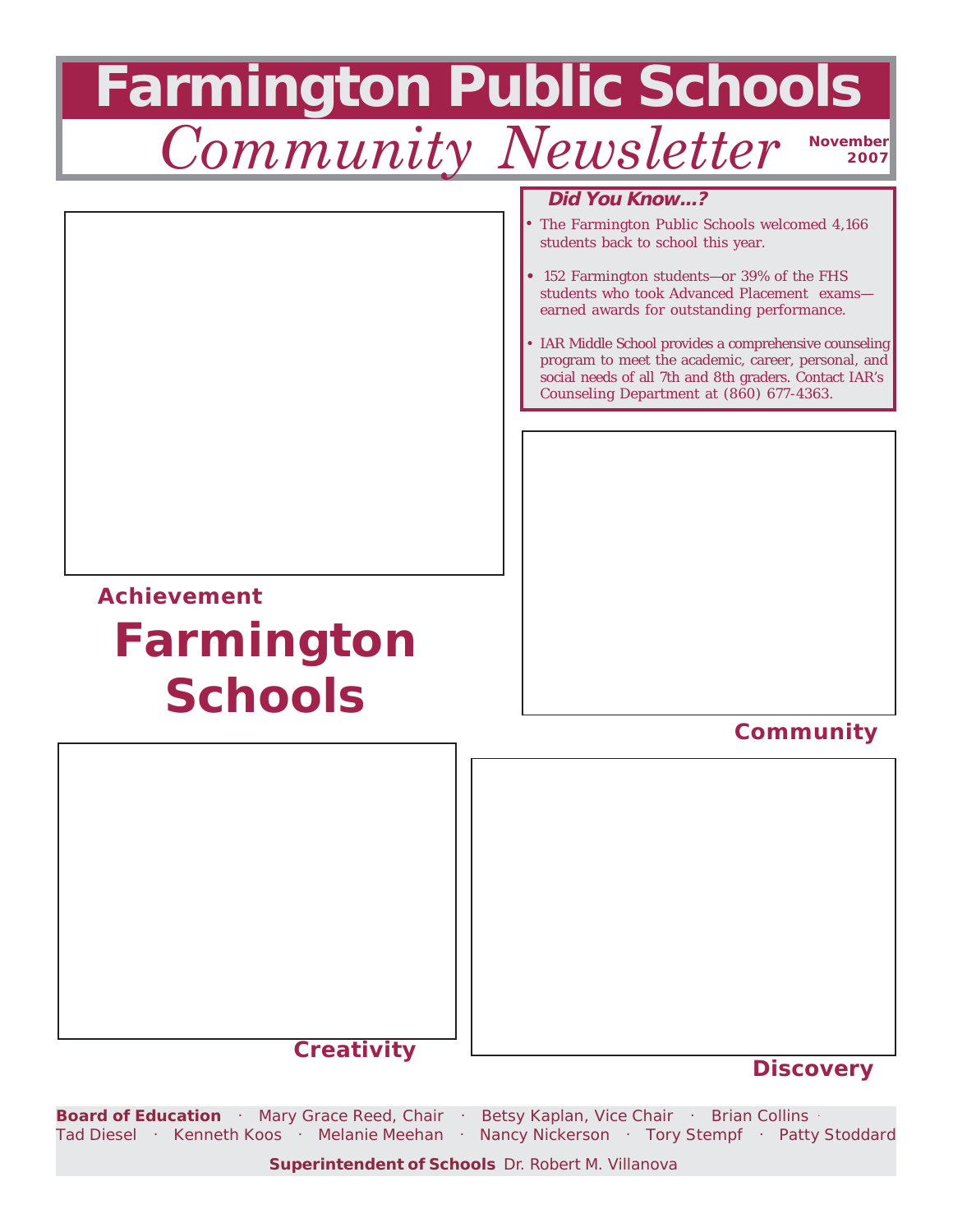# Farmington Public Schools

## *Community Newsletter*

**November 2007**

### *Did You Know...?*

- The Farmington Public Schools welcomed 4,166 students back to school this year.
- 152 Farmington students—or 39% of the FHS students who took Advanced Placement exams—earned awards for outstanding performance.
- IAR Middle School provides a comprehensive counseling program to meet the academic, career, personal, and social needs of all 7th and 8th graders. Contact IAR's Counseling Department at (860) 677-4363.

**Achievement**

# Farmington Schools

**Community**

**Creativity**

**Discovery**

**Board of Education** · Mary Grace Reed, Chair · Betsy Kaplan, Vice Chair · Brian Collins · Tad Diesel · Kenneth Koos · Melanie Meehan · Nancy Nickerson · Tory Stempf · Patty Stoddard

**Superintendent of Schools** Dr. Robert M. Villanova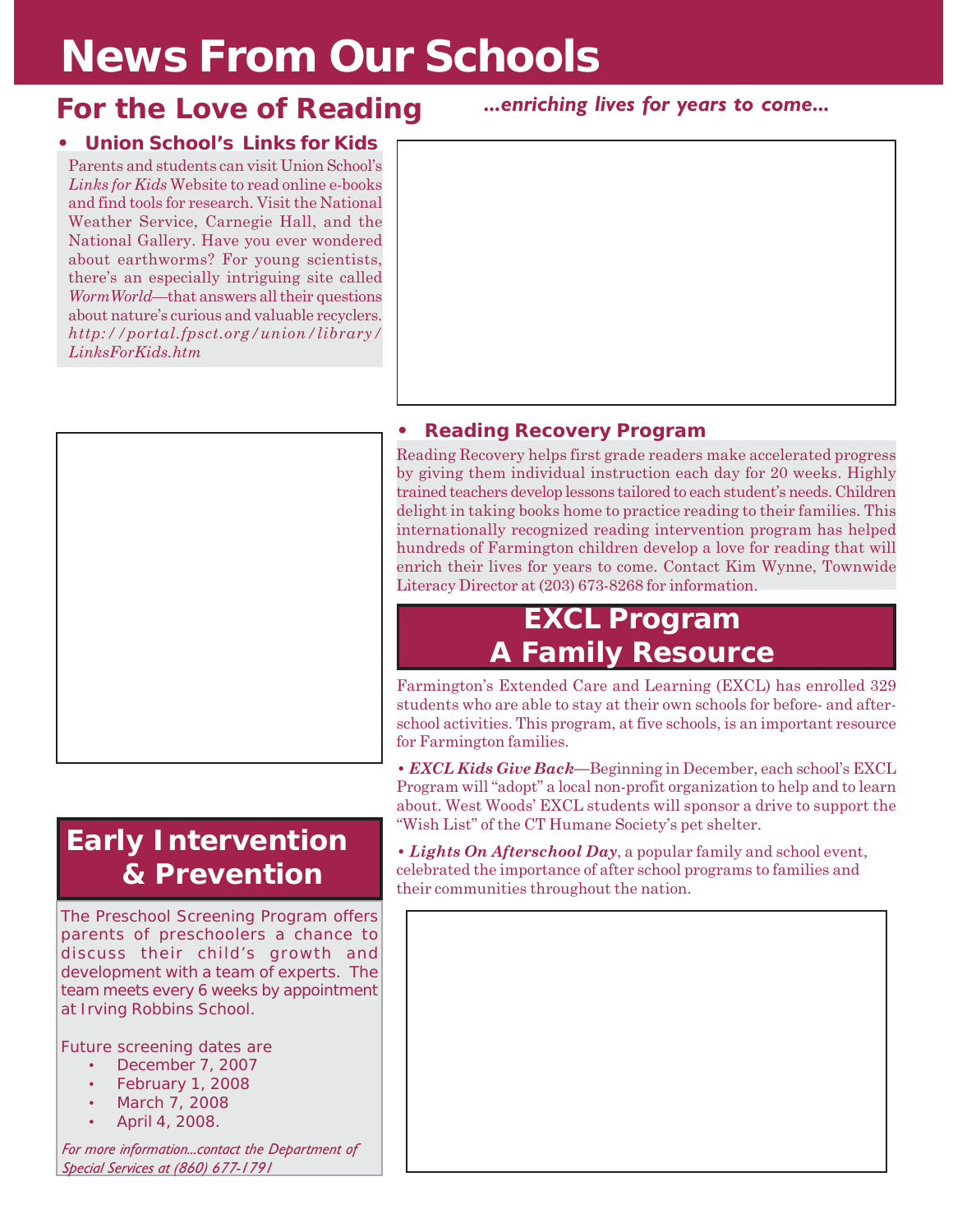# News From Our Schools

## For the Love of Reading

*...enriching lives for years to come...*

### • Union School's Links for Kids

Parents and students can visit Union School's *Links for Kids* Website to read online e-books and find tools for research. Visit the National Weather Service, Carnegie Hall, and the National Gallery. Have you ever wondered about earthworms? For young scientists, there's an especially intriguing site called *WormWorld*—that answers all their questions about nature's curious and valuable recyclers. *http://portal.fpsct.org/union/library/LinksForKids.htm*

### • Reading Recovery Program

Reading Recovery helps first grade readers make accelerated progress by giving them individual instruction each day for 20 weeks. Highly trained teachers develop lessons tailored to each student's needs. Children delight in taking books home to practice reading to their families. This internationally recognized reading intervention program has helped hundreds of Farmington children develop a love for reading that will enrich their lives for years to come. Contact Kim Wynne, Townwide Literacy Director at (203) 673-8268 for information.

## Early Intervention & Prevention

The Preschool Screening Program offers parents of preschoolers a chance to discuss their child's growth and development with a team of experts. The team meets every 6 weeks by appointment at Irving Robbins School.

Future screening dates are

- December 7, 2007
- February 1, 2008
- March 7, 2008
- April 4, 2008.

*For more information...contact the Department of Special Services at (860) 677-1791*

## EXCL Program A Family Resource

Farmington's Extended Care and Learning (EXCL) has enrolled 329 students who are able to stay at their own schools for before- and after-school activities. This program, at five schools, is an important resource for Farmington families.

• ***EXCL Kids Give Back***—Beginning in December, each school's EXCL Program will "adopt" a local non-profit organization to help and to learn about. West Woods' EXCL students will sponsor a drive to support the "Wish List" of the CT Humane Society's pet shelter.

• ***Lights On Afterschool Day***, a popular family and school event, celebrated the importance of after school programs to families and their communities throughout the nation.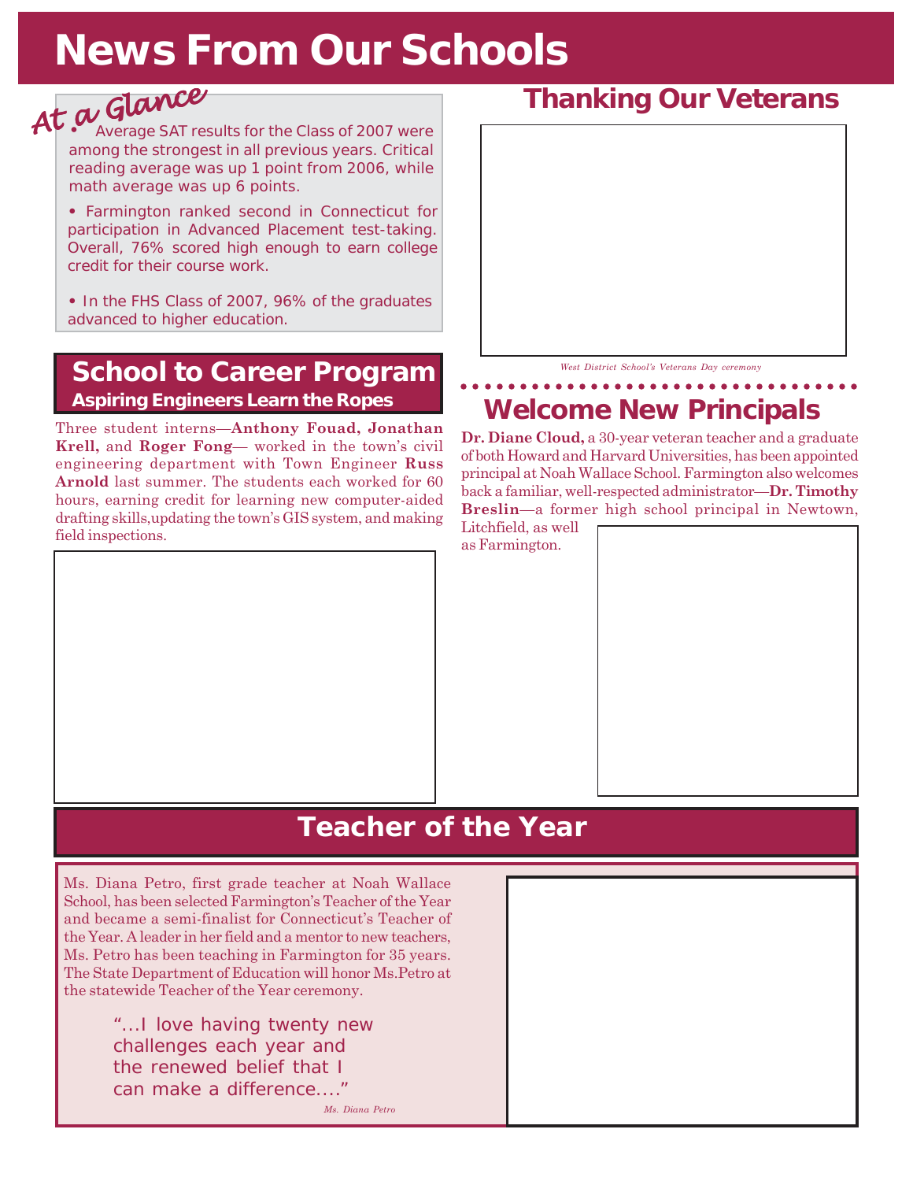# News From Our Schools

## At a Glance

- Average SAT results for the Class of 2007 were among the strongest in all previous years. Critical reading average was up 1 point from 2006, while math average was up 6 points.
- Farmington ranked second in Connecticut for participation in Advanced Placement test-taking. Overall, 76% scored high enough to earn college credit for their course work.
- In the FHS Class of 2007, 96% of the graduates advanced to higher education.

## School to Career Program

### Aspiring Engineers Learn the Ropes

Three student interns—**Anthony Fouad, Jonathan Krell,** and **Roger Fong**— worked in the town's civil engineering department with Town Engineer **Russ Arnold** last summer. The students each worked for 60 hours, earning credit for learning new computer-aided drafting skills,updating the town's GIS system, and making field inspections.

## Thanking Our Veterans

*West District School's Veterans Day ceremony*

## Welcome New Principals

**Dr. Diane Cloud,** a 30-year veteran teacher and a graduate of both Howard and Harvard Universities, has been appointed principal at Noah Wallace School. Farmington also welcomes back a familiar, well-respected administrator—**Dr. Timothy Breslin**—a former high school principal in Newtown, Litchfield, as well as Farmington.

## Teacher of the Year

Ms. Diana Petro, first grade teacher at Noah Wallace School, has been selected Farmington's Teacher of the Year and became a semi-finalist for Connecticut's Teacher of the Year. A leader in her field and a mentor to new teachers, Ms. Petro has been teaching in Farmington for 35 years. The State Department of Education will honor Ms.Petro at the statewide Teacher of the Year ceremony.

> "...I love having twenty new challenges each year and the renewed belief that I can make a difference...."
>
> *Ms. Diana Petro*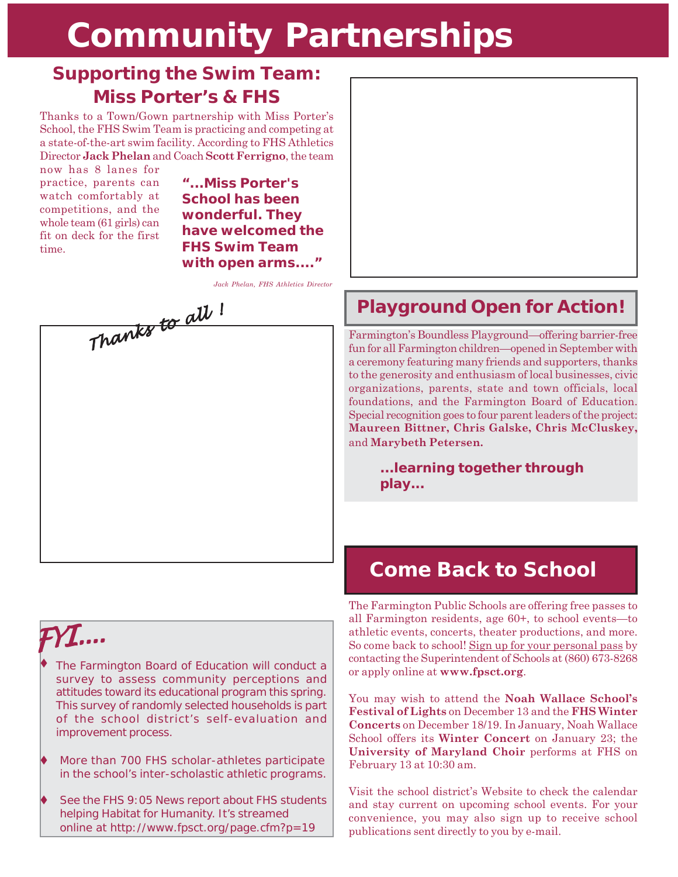# Community Partnerships

## Supporting the Swim Team: Miss Porter's & FHS

Thanks to a Town/Gown partnership with Miss Porter's School, the FHS Swim Team is practicing and competing at a state-of-the-art swim facility. According to FHS Athletics Director **Jack Phelan** and Coach **Scott Ferrigno**, the team now has 8 lanes for practice, parents can watch comfortably at competitions, and the whole team (61 girls) can fit on deck for the first time.

> **"...Miss Porter's School has been wonderful. They have welcomed the FHS Swim Team with open arms...."**
>
> *Jack Phelan, FHS Athletics Director*

*Thanks to all !*

## FYI....

- The Farmington Board of Education will conduct a survey to assess community perceptions and attitudes toward its educational program this spring. This survey of randomly selected households is part of the school district's self-evaluation and improvement process.
- More than 700 FHS scholar-athletes participate in the school's inter-scholastic athletic programs.
- See the FHS 9:05 News report about FHS students helping Habitat for Humanity. It's streamed online at http://www.fpsct.org/page.cfm?p=19

## Playground Open for Action!

Farmington's Boundless Playground—offering barrier-free fun for all Farmington children—opened in September with a ceremony featuring many friends and supporters, thanks to the generosity and enthusiasm of local businesses, civic organizations, parents, state and town officials, local foundations, and the Farmington Board of Education. Special recognition goes to four parent leaders of the project: **Maureen Bittner, Chris Galske, Chris McCluskey,** and **Marybeth Petersen.**

**...learning together through play...**

## Come Back to School

The Farmington Public Schools are offering free passes to all Farmington residents, age 60+, to school events—to athletic events, concerts, theater productions, and more. So come back to school! Sign up for your personal pass by contacting the Superintendent of Schools at (860) 673-8268 or apply online at **www.fpsct.org**.

You may wish to attend the **Noah Wallace School's Festival of Lights** on December 13 and the **FHS Winter Concerts** on December 18/19. In January, Noah Wallace School offers its **Winter Concert** on January 23; the **University of Maryland Choir** performs at FHS on February 13 at 10:30 am.

Visit the school district's Website to check the calendar and stay current on upcoming school events. For your convenience, you may also sign up to receive school publications sent directly to you by e-mail.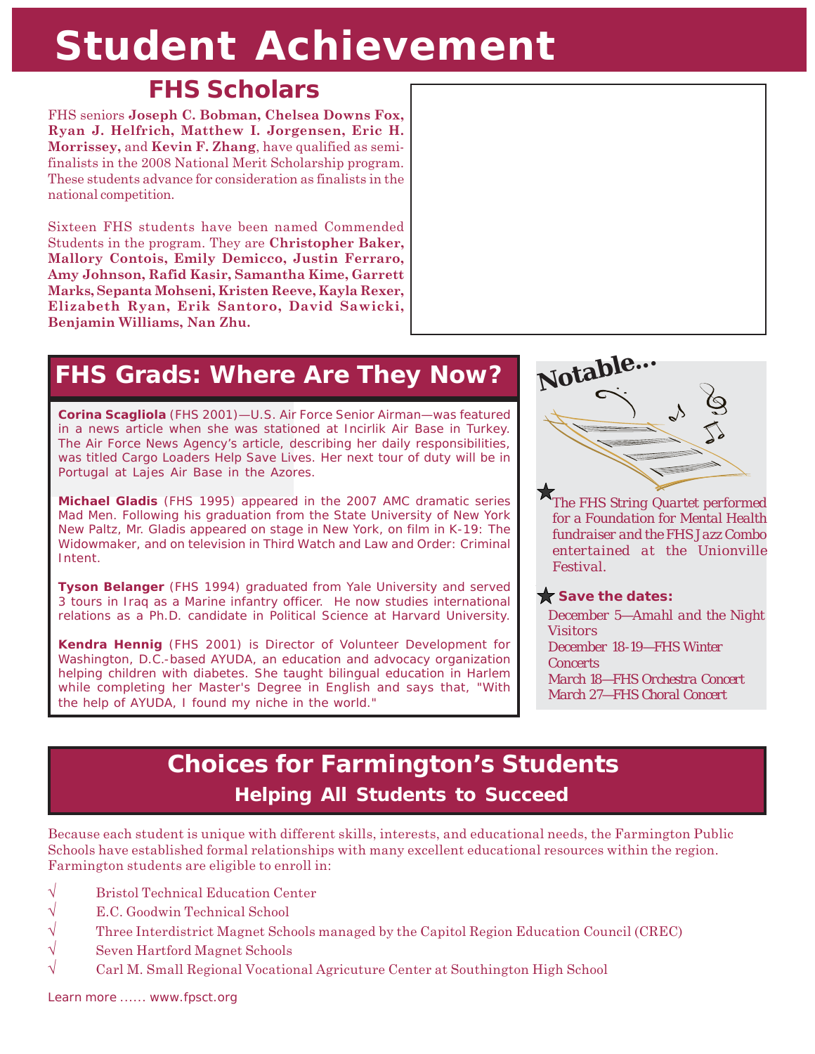# Student Achievement

## FHS Scholars

FHS seniors **Joseph C. Bobman, Chelsea Downs Fox, Ryan J. Helfrich, Matthew I. Jorgensen, Eric H. Morrissey,** and **Kevin F. Zhang**, have qualified as semi-finalists in the 2008 National Merit Scholarship program. These students advance for consideration as finalists in the national competition.

Sixteen FHS students have been named Commended Students in the program. They are **Christopher Baker, Mallory Contois, Emily Demicco, Justin Ferraro, Amy Johnson, Rafid Kasir, Samantha Kime, Garrett Marks, Sepanta Mohseni, Kristen Reeve, Kayla Rexer, Elizabeth Ryan, Erik Santoro, David Sawicki, Benjamin Williams, Nan Zhu.**

## FHS Grads: Where Are They Now?

**Corina Scagliola** (FHS 2001)—U.S. Air Force Senior Airman—was featured in a news article when she was stationed at Incirlik Air Base in Turkey. The Air Force News Agency's article, describing her daily responsibilities, was titled Cargo Loaders Help Save Lives. Her next tour of duty will be in Portugal at Lajes Air Base in the Azores.

**Michael Gladis** (FHS 1995) appeared in the 2007 AMC dramatic series Mad Men. Following his graduation from the State University of New York New Paltz, Mr. Gladis appeared on stage in New York, on film in K-19: The Widowmaker, and on television in Third Watch and Law and Order: Criminal Intent.

**Tyson Belanger** (FHS 1994) graduated from Yale University and served 3 tours in Iraq as a Marine infantry officer. He now studies international relations as a Ph.D. candidate in Political Science at Harvard University.

**Kendra Hennig** (FHS 2001) is Director of Volunteer Development for Washington, D.C.-based AYUDA, an education and advocacy organization helping children with diabetes. She taught bilingual education in Harlem while completing her Master's Degree in English and says that, "With the help of AYUDA, I found my niche in the world."

## Notable...

★ The FHS String Quartet performed for a Foundation for Mental Health fundraiser and the FHS Jazz Combo entertained at the Unionville Festival.

★ **Save the dates:**

December 5—Amahl and the Night Visitors
December 18-19—FHS Winter Concerts
March 18—FHS Orchestra Concert
March 27—FHS Choral Concert

## Choices for Farmington's Students

### Helping All Students to Succeed

Because each student is unique with different skills, interests, and educational needs, the Farmington Public Schools have established formal relationships with many excellent educational resources within the region. Farmington students are eligible to enroll in:

- √ Bristol Technical Education Center
- √ E.C. Goodwin Technical School
- √ Three Interdistrict Magnet Schools managed by the Capitol Region Education Council (CREC)
- √ Seven Hartford Magnet Schools
- √ Carl M. Small Regional Vocational Agricuture Center at Southington High School

Learn more …… www.fpsct.org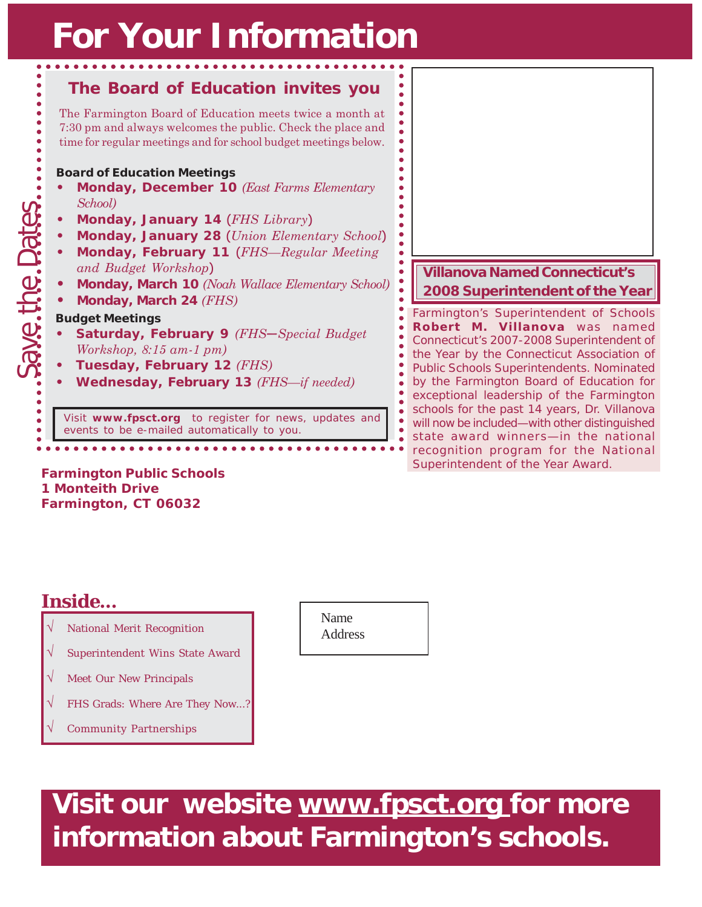# For Your Information

Save the Dates

## The Board of Education invites you

The Farmington Board of Education meets twice a month at 7:30 pm and always welcomes the public. Check the place and time for regular meetings and for school budget meetings below.

**Board of Education Meetings**

- **Monday, December 10** *(East Farms Elementary School)*
- **Monday, January 14** (*FHS Library*)
- **Monday, January 28** (*Union Elementary School*)
- **Monday, February 11** (*FHS—Regular Meeting and Budget Workshop*)
- **Monday, March 10** *(Noah Wallace Elementary School)*
- **Monday, March 24** *(FHS)*

**Budget Meetings**

- **Saturday, February 9** *(FHS—Special Budget Workshop, 8:15 am-1 pm)*
- **Tuesday, February 12** *(FHS)*
- **Wednesday, February 13** *(FHS—if needed)*

Visit **www.fpsct.org** to register for news, updates and events to be e-mailed automatically to you.

## Villanova Named Connecticut's 2008 Superintendent of the Year

Farmington's Superintendent of Schools **Robert M. Villanova** was named Connecticut's 2007-2008 Superintendent of the Year by the Connecticut Association of Public Schools Superintendents. Nominated by the Farmington Board of Education for exceptional leadership of the Farmington schools for the past 14 years, Dr. Villanova will now be included—with other distinguished state award winners—in the national recognition program for the National Superintendent of the Year Award.

**Farmington Public Schools**
**1 Monteith Drive**
**Farmington, CT 06032**

## Inside...

- √ National Merit Recognition
- √ Superintendent Wins State Award
- √ Meet Our New Principals
- √ FHS Grads: Where Are They Now...?
- √ Community Partnerships

Name
Address

**Visit our website www.fpsct.org for more information about Farmington's schools.**